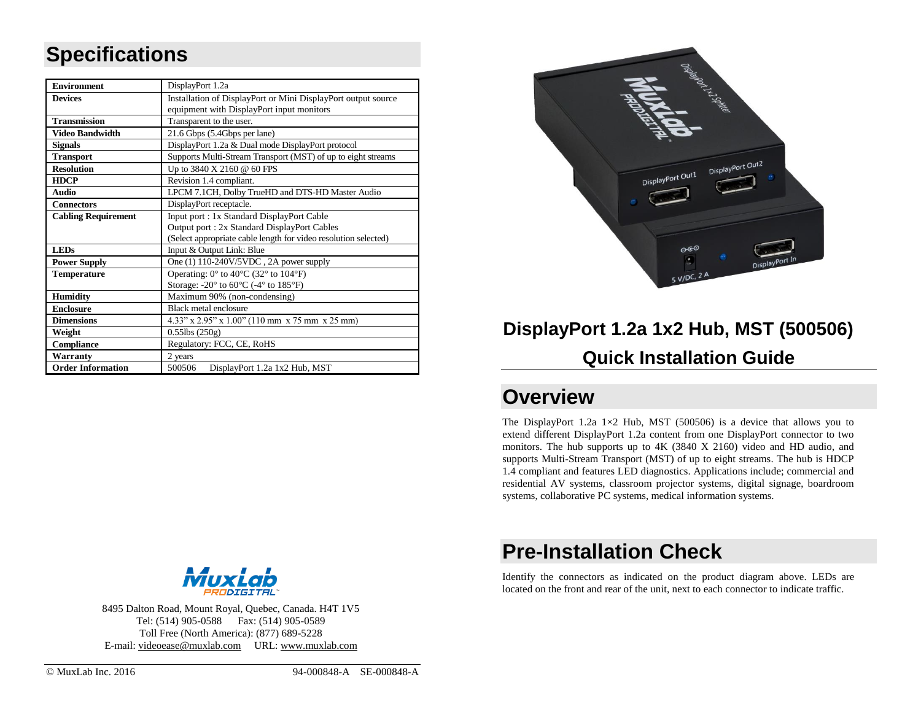# Specifications

| | |
|---|---|
| **Environment** | DisplayPort 1.2a |
| **Devices** | Installation of DisplayPort or Mini DisplayPort output source equipment with DisplayPort input monitors |
| **Transmission** | Transparent to the user. |
| **Video Bandwidth** | 21.6 Gbps (5.4Gbps per lane) |
| **Signals** | DisplayPort 1.2a & Dual mode DisplayPort protocol |
| **Transport** | Supports Multi-Stream Transport (MST) of up to eight streams |
| **Resolution** | Up to 3840 X 2160 @ 60 FPS |
| **HDCP** | Revision 1.4 compliant. |
| **Audio** | LPCM 7.1CH, Dolby TrueHD and DTS-HD Master Audio |
| **Connectors** | DisplayPort receptacle. |
| **Cabling Requirement** | Input port : 1x Standard DisplayPort Cable<br>Output port : 2x Standard DisplayPort Cables<br>(Select appropriate cable length for video resolution selected) |
| **LEDs** | Input & Output Link: Blue |
| **Power Supply** | One (1) 110-240V/5VDC , 2A power supply |
| **Temperature** | Operating: 0° to 40°C (32° to 104°F)<br>Storage: -20° to 60°C (-4° to 185°F) |
| **Humidity** | Maximum 90% (non-condensing) |
| **Enclosure** | Black metal enclosure |
| **Dimensions** | 4.33" x 2.95" x 1.00" (110 mm x 75 mm x 25 mm) |
| **Weight** | 0.55lbs (250g) |
| **Compliance** | Regulatory: FCC, CE, RoHS |
| **Warranty** | 2 years |
| **Order Information** | 500506 DisplayPort 1.2a 1x2 Hub, MST |

8495 Dalton Road, Mount Royal, Quebec, Canada. H4T 1V5
Tel: (514) 905-0588 Fax: (514) 905-0589
Toll Free (North America): (877) 689-5228
E-mail: videoease@muxlab.com URL: www.muxlab.com

© MuxLab Inc. 2016 94-000848-A SE-000848-A

# DisplayPort 1.2a 1x2 Hub, MST (500506)

## Quick Installation Guide

## Overview

The DisplayPort 1.2a 1×2 Hub, MST (500506) is a device that allows you to extend different DisplayPort 1.2a content from one DisplayPort connector to two monitors. The hub supports up to 4K (3840 X 2160) video and HD audio, and supports Multi-Stream Transport (MST) of up to eight streams. The hub is HDCP 1.4 compliant and features LED diagnostics. Applications include; commercial and residential AV systems, classroom projector systems, digital signage, boardroom systems, collaborative PC systems, medical information systems.

## Pre-Installation Check

Identify the connectors as indicated on the product diagram above. LEDs are located on the front and rear of the unit, next to each connector to indicate traffic.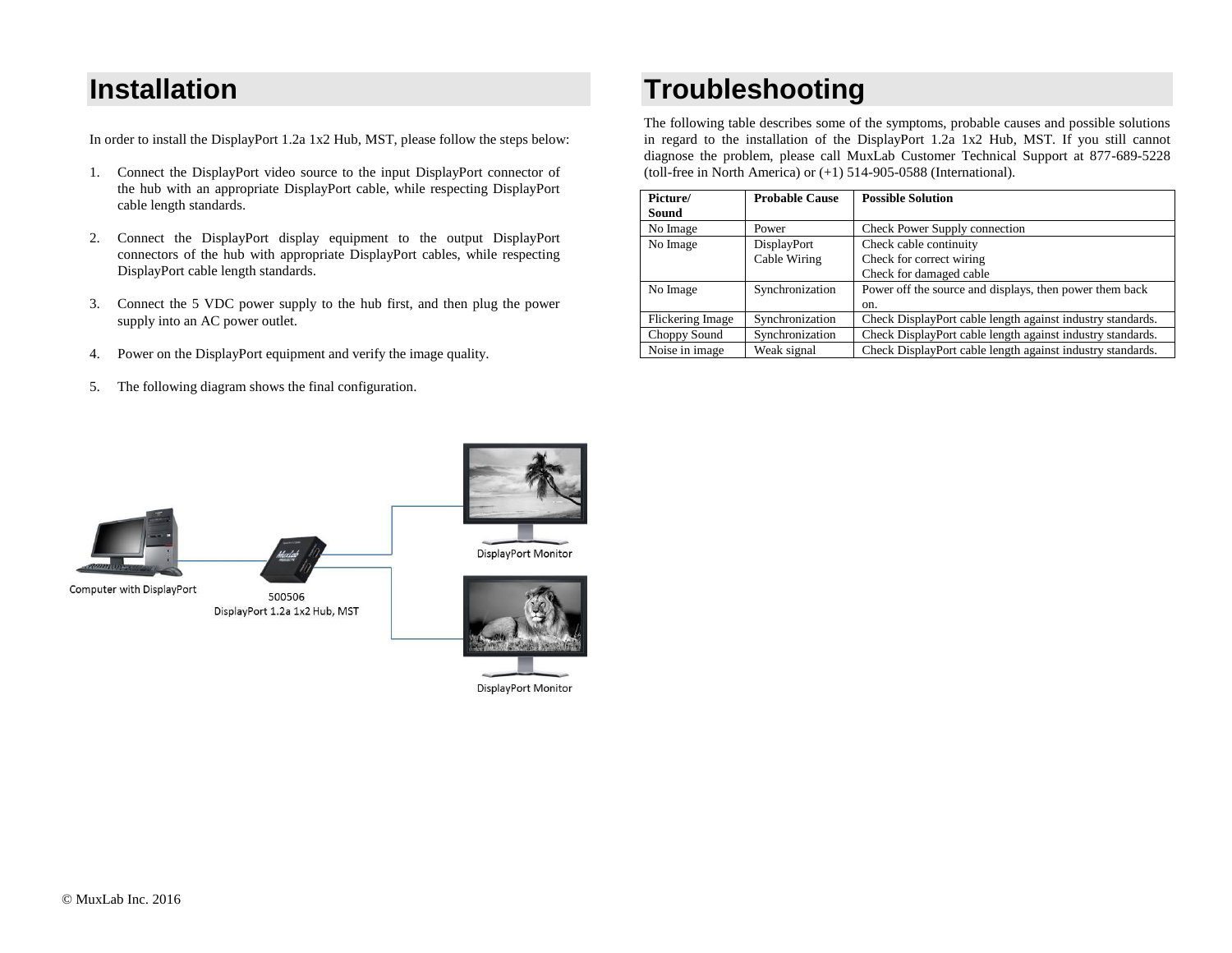## Installation

In order to install the DisplayPort 1.2a 1x2 Hub, MST, please follow the steps below:

1. Connect the DisplayPort video source to the input DisplayPort connector of the hub with an appropriate DisplayPort cable, while respecting DisplayPort cable length standards.

2. Connect the DisplayPort display equipment to the output DisplayPort connectors of the hub with appropriate DisplayPort cables, while respecting DisplayPort cable length standards.

3. Connect the 5 VDC power supply to the hub first, and then plug the power supply into an AC power outlet.

4. Power on the DisplayPort equipment and verify the image quality.

5. The following diagram shows the final configuration.

Computer with DisplayPort

500506
DisplayPort 1.2a 1x2 Hub, MST

DisplayPort Monitor

DisplayPort Monitor

## Troubleshooting

The following table describes some of the symptoms, probable causes and possible solutions in regard to the installation of the DisplayPort 1.2a 1x2 Hub, MST. If you still cannot diagnose the problem, please call MuxLab Customer Technical Support at 877-689-5228 (toll-free in North America) or (+1) 514-905-0588 (International).

| **Picture/ Sound** | **Probable Cause** | **Possible Solution** |
|---|---|---|
| No Image | Power | Check Power Supply connection |
| No Image | DisplayPort Cable Wiring | Check cable continuity<br>Check for correct wiring<br>Check for damaged cable |
| No Image | Synchronization | Power off the source and displays, then power them back on. |
| Flickering Image | Synchronization | Check DisplayPort cable length against industry standards. |
| Choppy Sound | Synchronization | Check DisplayPort cable length against industry standards. |
| Noise in image | Weak signal | Check DisplayPort cable length against industry standards. |

© MuxLab Inc. 2016